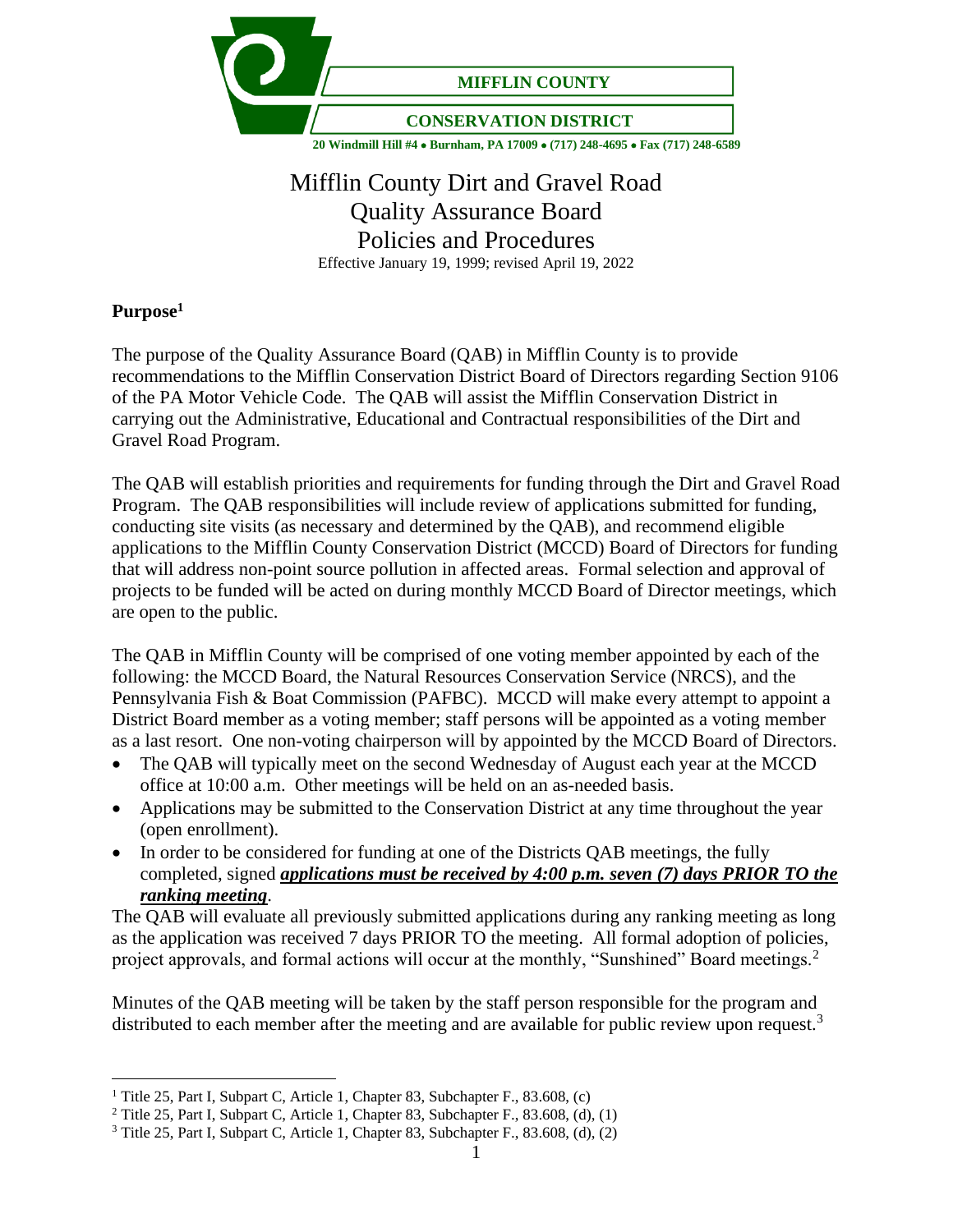**MIFFLIN COUNTY**

**CONSERVATION DISTRICT**

**20 Windmill Hill #4 • Burnham, PA 17009 • (717) 248-4695 • Fax (717) 248-6589**

# Mifflin County Dirt and Gravel Road Quality Assurance Board Policies and Procedures

Effective January 19, 1999; revised April 19, 2022

## Purpose[1]

The purpose of the Quality Assurance Board (QAB) in Mifflin County is to provide recommendations to the Mifflin Conservation District Board of Directors regarding Section 9106 of the PA Motor Vehicle Code. The QAB will assist the Mifflin Conservation District in carrying out the Administrative, Educational and Contractual responsibilities of the Dirt and Gravel Road Program.

The QAB will establish priorities and requirements for funding through the Dirt and Gravel Road Program. The QAB responsibilities will include review of applications submitted for funding, conducting site visits (as necessary and determined by the QAB), and recommend eligible applications to the Mifflin County Conservation District (MCCD) Board of Directors for funding that will address non-point source pollution in affected areas. Formal selection and approval of projects to be funded will be acted on during monthly MCCD Board of Director meetings, which are open to the public.

The QAB in Mifflin County will be comprised of one voting member appointed by each of the following: the MCCD Board, the Natural Resources Conservation Service (NRCS), and the Pennsylvania Fish & Boat Commission (PAFBC). MCCD will make every attempt to appoint a District Board member as a voting member; staff persons will be appointed as a voting member as a last resort. One non-voting chairperson will by appointed by the MCCD Board of Directors.

- The QAB will typically meet on the second Wednesday of August each year at the MCCD office at 10:00 a.m. Other meetings will be held on an as-needed basis.
- Applications may be submitted to the Conservation District at any time throughout the year (open enrollment).
- In order to be considered for funding at one of the Districts QAB meetings, the fully completed, signed ***applications must be received by 4:00 p.m. seven (7) days PRIOR TO the ranking meeting***.

The QAB will evaluate all previously submitted applications during any ranking meeting as long as the application was received 7 days PRIOR TO the meeting. All formal adoption of policies, project approvals, and formal actions will occur at the monthly, "Sunshined" Board meetings.[2]

Minutes of the QAB meeting will be taken by the staff person responsible for the program and distributed to each member after the meeting and are available for public review upon request.[3]

---

[1] Title 25, Part I, Subpart C, Article 1, Chapter 83, Subchapter F., 83.608, (c)

[2] Title 25, Part I, Subpart C, Article 1, Chapter 83, Subchapter F., 83.608, (d), (1)

[3] Title 25, Part I, Subpart C, Article 1, Chapter 83, Subchapter F., 83.608, (d), (2)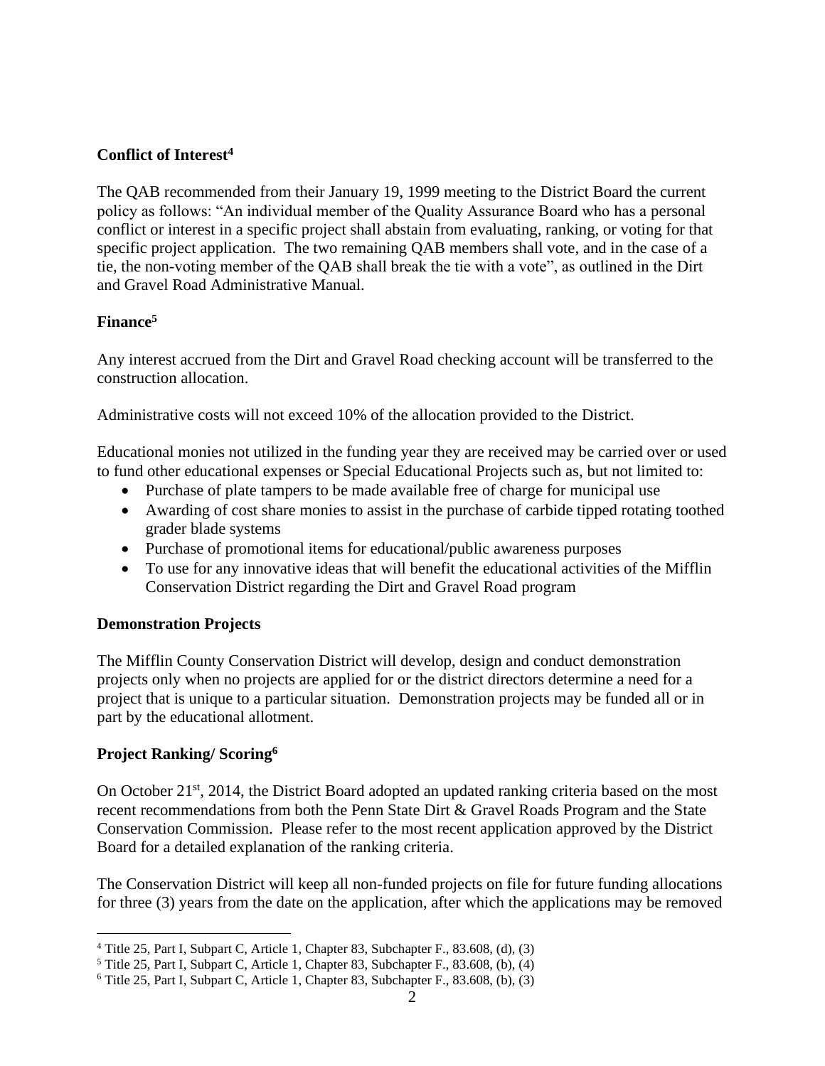**Conflict of Interest**[4]

The QAB recommended from their January 19, 1999 meeting to the District Board the current policy as follows: "An individual member of the Quality Assurance Board who has a personal conflict or interest in a specific project shall abstain from evaluating, ranking, or voting for that specific project application. The two remaining QAB members shall vote, and in the case of a tie, the non-voting member of the QAB shall break the tie with a vote", as outlined in the Dirt and Gravel Road Administrative Manual.

**Finance**[5]

Any interest accrued from the Dirt and Gravel Road checking account will be transferred to the construction allocation.

Administrative costs will not exceed 10% of the allocation provided to the District.

Educational monies not utilized in the funding year they are received may be carried over or used to fund other educational expenses or Special Educational Projects such as, but not limited to:

- Purchase of plate tampers to be made available free of charge for municipal use
- Awarding of cost share monies to assist in the purchase of carbide tipped rotating toothed grader blade systems
- Purchase of promotional items for educational/public awareness purposes
- To use for any innovative ideas that will benefit the educational activities of the Mifflin Conservation District regarding the Dirt and Gravel Road program

**Demonstration Projects**

The Mifflin County Conservation District will develop, design and conduct demonstration projects only when no projects are applied for or the district directors determine a need for a project that is unique to a particular situation. Demonstration projects may be funded all or in part by the educational allotment.

**Project Ranking/ Scoring**[6]

On October 21st, 2014, the District Board adopted an updated ranking criteria based on the most recent recommendations from both the Penn State Dirt & Gravel Roads Program and the State Conservation Commission. Please refer to the most recent application approved by the District Board for a detailed explanation of the ranking criteria.

The Conservation District will keep all non-funded projects on file for future funding allocations for three (3) years from the date on the application, after which the applications may be removed

---

[4] Title 25, Part I, Subpart C, Article 1, Chapter 83, Subchapter F., 83.608, (d), (3)

[5] Title 25, Part I, Subpart C, Article 1, Chapter 83, Subchapter F., 83.608, (b), (4)

[6] Title 25, Part I, Subpart C, Article 1, Chapter 83, Subchapter F., 83.608, (b), (3)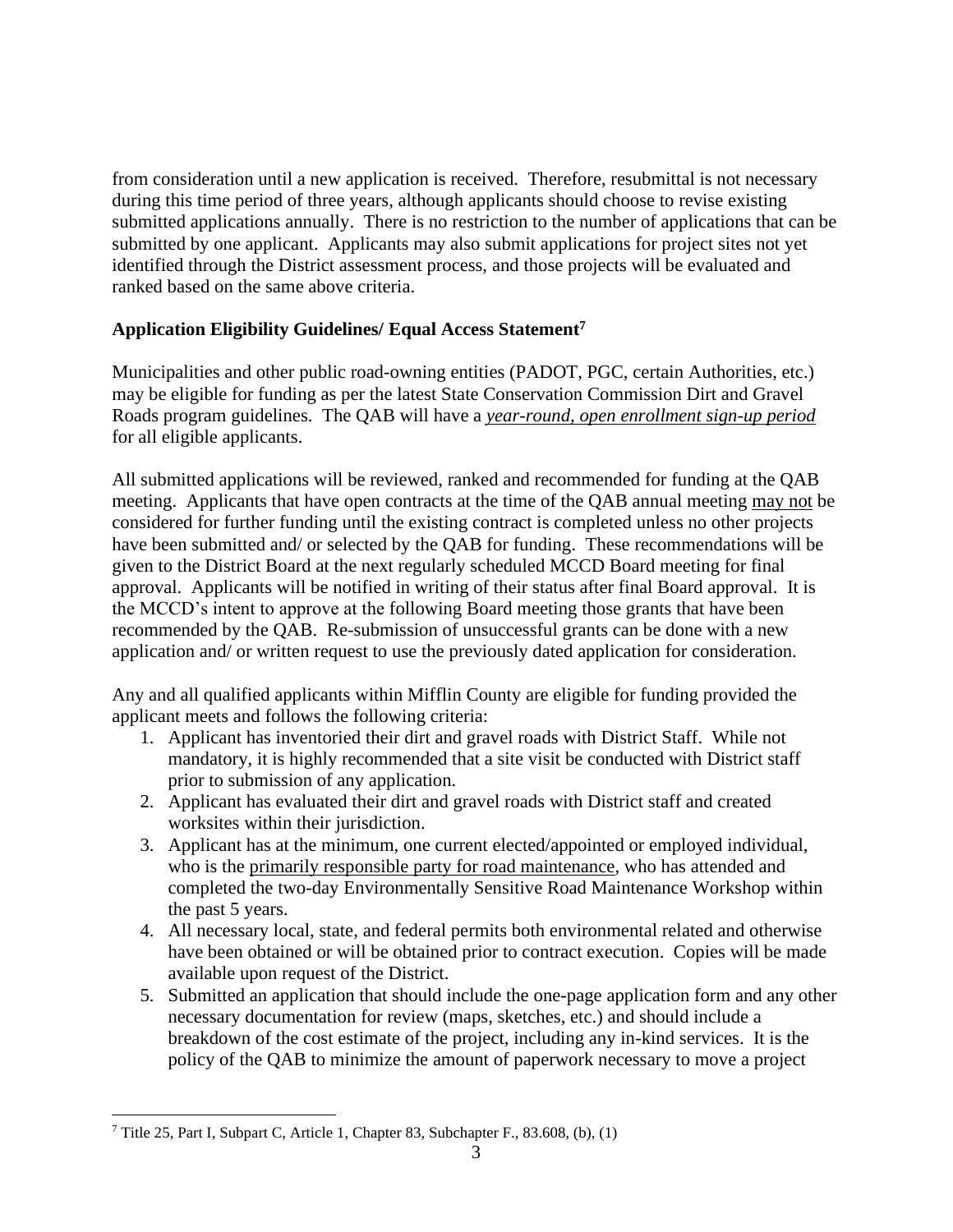from consideration until a new application is received. Therefore, resubmittal is not necessary during this time period of three years, although applicants should choose to revise existing submitted applications annually. There is no restriction to the number of applications that can be submitted by one applicant. Applicants may also submit applications for project sites not yet identified through the District assessment process, and those projects will be evaluated and ranked based on the same above criteria.

**Application Eligibility Guidelines/ Equal Access Statement[7]**

Municipalities and other public road-owning entities (PADOT, PGC, certain Authorities, etc.) may be eligible for funding as per the latest State Conservation Commission Dirt and Gravel Roads program guidelines. The QAB will have a *year-round, open enrollment sign-up period* for all eligible applicants.

All submitted applications will be reviewed, ranked and recommended for funding at the QAB meeting. Applicants that have open contracts at the time of the QAB annual meeting may not be considered for further funding until the existing contract is completed unless no other projects have been submitted and/ or selected by the QAB for funding. These recommendations will be given to the District Board at the next regularly scheduled MCCD Board meeting for final approval. Applicants will be notified in writing of their status after final Board approval. It is the MCCD's intent to approve at the following Board meeting those grants that have been recommended by the QAB. Re-submission of unsuccessful grants can be done with a new application and/ or written request to use the previously dated application for consideration.

Any and all qualified applicants within Mifflin County are eligible for funding provided the applicant meets and follows the following criteria:

1. Applicant has inventoried their dirt and gravel roads with District Staff. While not mandatory, it is highly recommended that a site visit be conducted with District staff prior to submission of any application.
2. Applicant has evaluated their dirt and gravel roads with District staff and created worksites within their jurisdiction.
3. Applicant has at the minimum, one current elected/appointed or employed individual, who is the primarily responsible party for road maintenance, who has attended and completed the two-day Environmentally Sensitive Road Maintenance Workshop within the past 5 years.
4. All necessary local, state, and federal permits both environmental related and otherwise have been obtained or will be obtained prior to contract execution. Copies will be made available upon request of the District.
5. Submitted an application that should include the one-page application form and any other necessary documentation for review (maps, sketches, etc.) and should include a breakdown of the cost estimate of the project, including any in-kind services. It is the policy of the QAB to minimize the amount of paperwork necessary to move a project

[7] Title 25, Part I, Subpart C, Article 1, Chapter 83, Subchapter F., 83.608, (b), (1)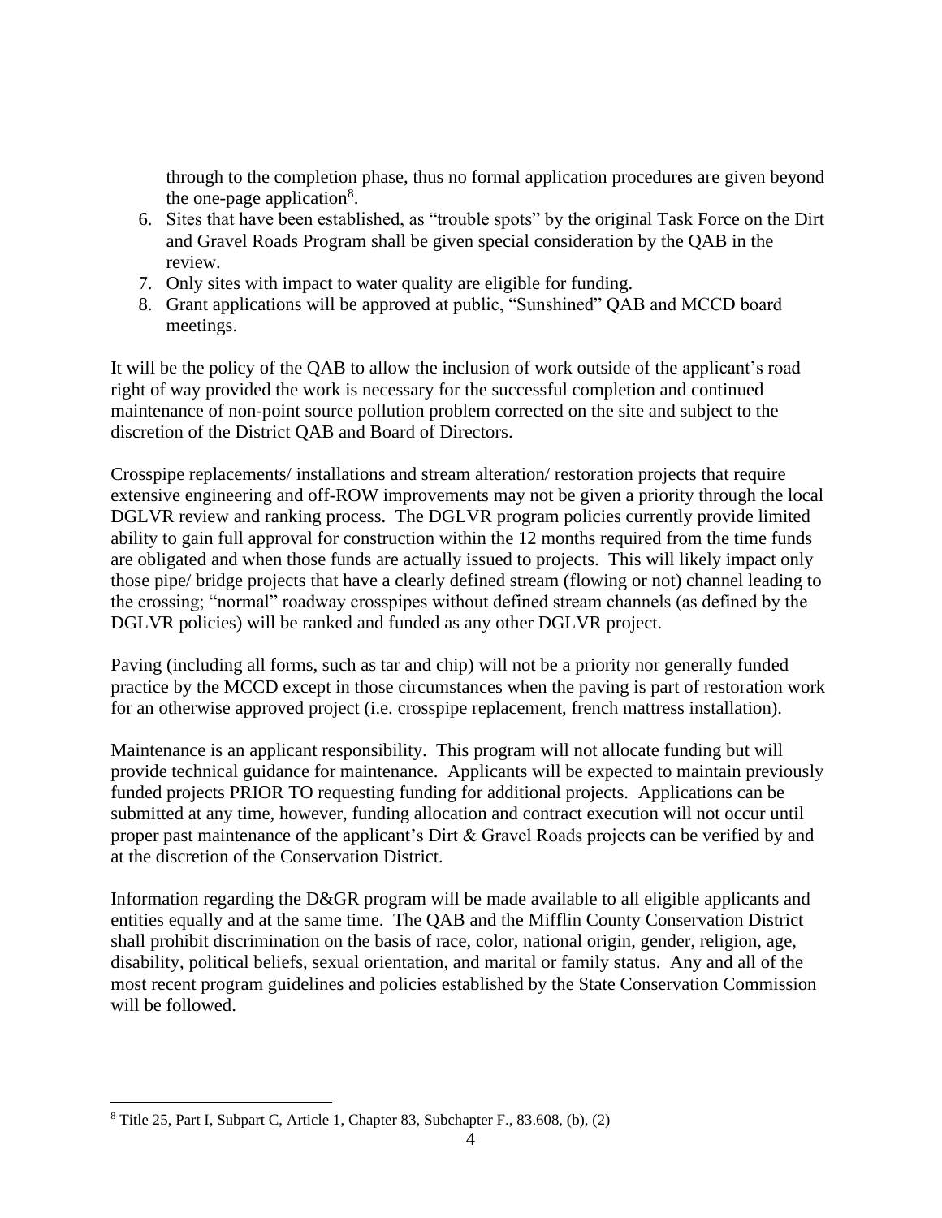through to the completion phase, thus no formal application procedures are given beyond the one-page application[8].

6. Sites that have been established, as "trouble spots" by the original Task Force on the Dirt and Gravel Roads Program shall be given special consideration by the QAB in the review.
7. Only sites with impact to water quality are eligible for funding.
8. Grant applications will be approved at public, "Sunshined" QAB and MCCD board meetings.

It will be the policy of the QAB to allow the inclusion of work outside of the applicant's road right of way provided the work is necessary for the successful completion and continued maintenance of non-point source pollution problem corrected on the site and subject to the discretion of the District QAB and Board of Directors.

Crosspipe replacements/ installations and stream alteration/ restoration projects that require extensive engineering and off-ROW improvements may not be given a priority through the local DGLVR review and ranking process. The DGLVR program policies currently provide limited ability to gain full approval for construction within the 12 months required from the time funds are obligated and when those funds are actually issued to projects. This will likely impact only those pipe/ bridge projects that have a clearly defined stream (flowing or not) channel leading to the crossing; "normal" roadway crosspipes without defined stream channels (as defined by the DGLVR policies) will be ranked and funded as any other DGLVR project.

Paving (including all forms, such as tar and chip) will not be a priority nor generally funded practice by the MCCD except in those circumstances when the paving is part of restoration work for an otherwise approved project (i.e. crosspipe replacement, french mattress installation).

Maintenance is an applicant responsibility. This program will not allocate funding but will provide technical guidance for maintenance. Applicants will be expected to maintain previously funded projects PRIOR TO requesting funding for additional projects. Applications can be submitted at any time, however, funding allocation and contract execution will not occur until proper past maintenance of the applicant's Dirt & Gravel Roads projects can be verified by and at the discretion of the Conservation District.

Information regarding the D&GR program will be made available to all eligible applicants and entities equally and at the same time. The QAB and the Mifflin County Conservation District shall prohibit discrimination on the basis of race, color, national origin, gender, religion, age, disability, political beliefs, sexual orientation, and marital or family status. Any and all of the most recent program guidelines and policies established by the State Conservation Commission will be followed.

---

[8] Title 25, Part I, Subpart C, Article 1, Chapter 83, Subchapter F., 83.608, (b), (2)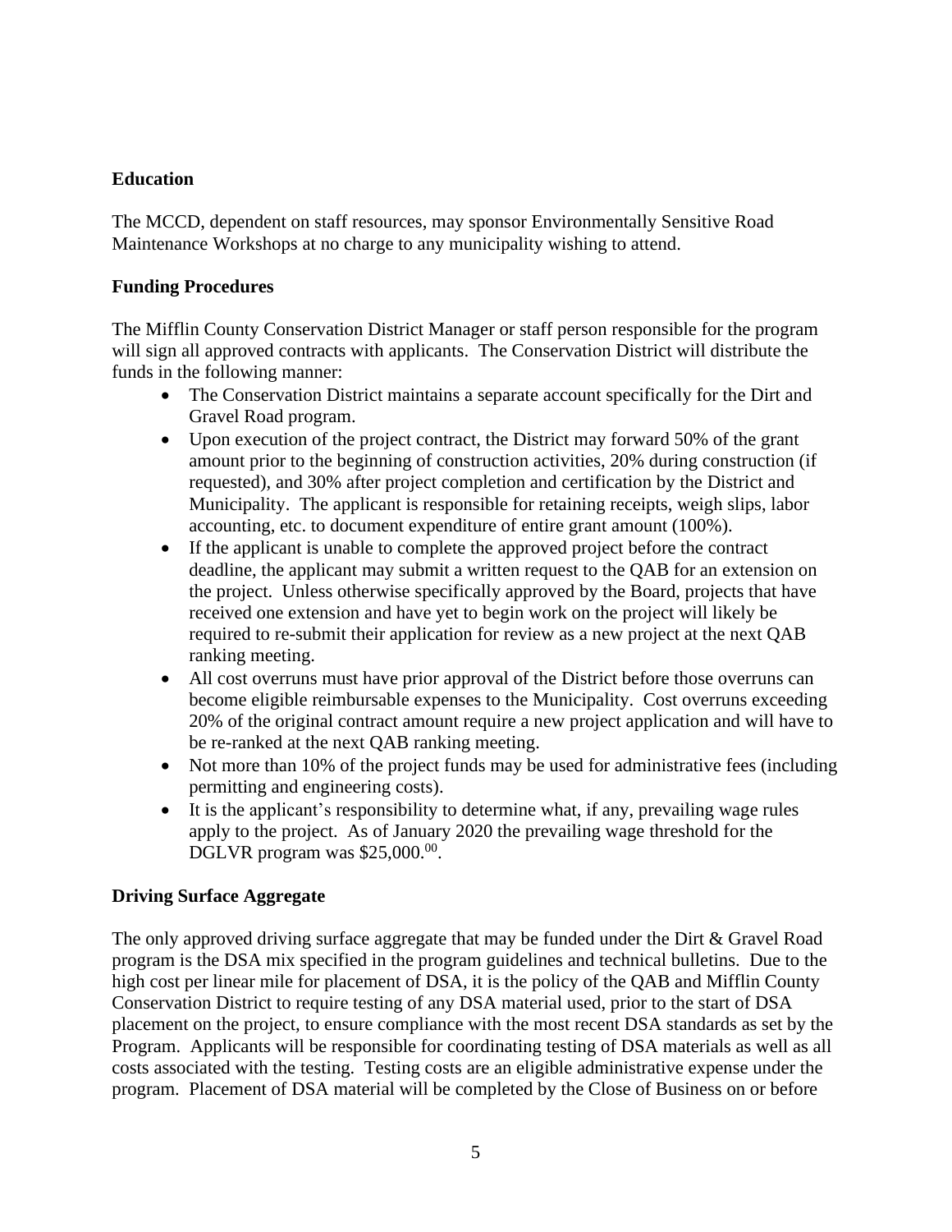**Education**

The MCCD, dependent on staff resources, may sponsor Environmentally Sensitive Road Maintenance Workshops at no charge to any municipality wishing to attend.

**Funding Procedures**

The Mifflin County Conservation District Manager or staff person responsible for the program will sign all approved contracts with applicants. The Conservation District will distribute the funds in the following manner:

- The Conservation District maintains a separate account specifically for the Dirt and Gravel Road program.
- Upon execution of the project contract, the District may forward 50% of the grant amount prior to the beginning of construction activities, 20% during construction (if requested), and 30% after project completion and certification by the District and Municipality. The applicant is responsible for retaining receipts, weigh slips, labor accounting, etc. to document expenditure of entire grant amount (100%).
- If the applicant is unable to complete the approved project before the contract deadline, the applicant may submit a written request to the QAB for an extension on the project. Unless otherwise specifically approved by the Board, projects that have received one extension and have yet to begin work on the project will likely be required to re-submit their application for review as a new project at the next QAB ranking meeting.
- All cost overruns must have prior approval of the District before those overruns can become eligible reimbursable expenses to the Municipality. Cost overruns exceeding 20% of the original contract amount require a new project application and will have to be re-ranked at the next QAB ranking meeting.
- Not more than 10% of the project funds may be used for administrative fees (including permitting and engineering costs).
- It is the applicant's responsibility to determine what, if any, prevailing wage rules apply to the project. As of January 2020 the prevailing wage threshold for the DGLVR program was $25,000.^00^.

**Driving Surface Aggregate**

The only approved driving surface aggregate that may be funded under the Dirt & Gravel Road program is the DSA mix specified in the program guidelines and technical bulletins. Due to the high cost per linear mile for placement of DSA, it is the policy of the QAB and Mifflin County Conservation District to require testing of any DSA material used, prior to the start of DSA placement on the project, to ensure compliance with the most recent DSA standards as set by the Program. Applicants will be responsible for coordinating testing of DSA materials as well as all costs associated with the testing. Testing costs are an eligible administrative expense under the program. Placement of DSA material will be completed by the Close of Business on or before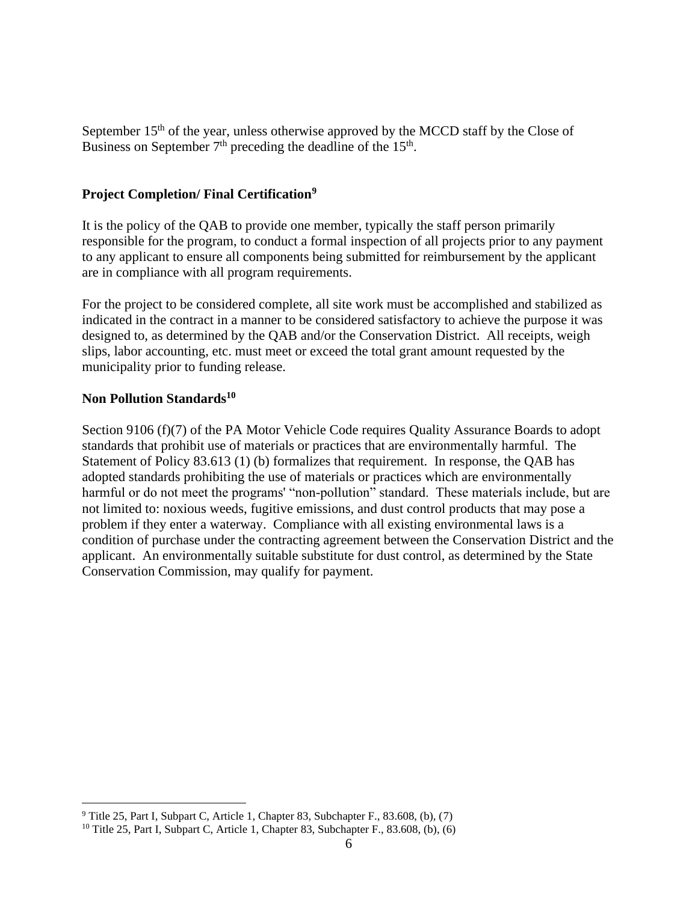September 15th of the year, unless otherwise approved by the MCCD staff by the Close of Business on September 7th preceding the deadline of the 15th.

**Project Completion/ Final Certification**[9]

It is the policy of the QAB to provide one member, typically the staff person primarily responsible for the program, to conduct a formal inspection of all projects prior to any payment to any applicant to ensure all components being submitted for reimbursement by the applicant are in compliance with all program requirements.

For the project to be considered complete, all site work must be accomplished and stabilized as indicated in the contract in a manner to be considered satisfactory to achieve the purpose it was designed to, as determined by the QAB and/or the Conservation District. All receipts, weigh slips, labor accounting, etc. must meet or exceed the total grant amount requested by the municipality prior to funding release.

**Non Pollution Standards**[10]

Section 9106 (f)(7) of the PA Motor Vehicle Code requires Quality Assurance Boards to adopt standards that prohibit use of materials or practices that are environmentally harmful. The Statement of Policy 83.613 (1) (b) formalizes that requirement. In response, the QAB has adopted standards prohibiting the use of materials or practices which are environmentally harmful or do not meet the programs' "non-pollution" standard. These materials include, but are not limited to: noxious weeds, fugitive emissions, and dust control products that may pose a problem if they enter a waterway. Compliance with all existing environmental laws is a condition of purchase under the contracting agreement between the Conservation District and the applicant. An environmentally suitable substitute for dust control, as determined by the State Conservation Commission, may qualify for payment.

---

[9] Title 25, Part I, Subpart C, Article 1, Chapter 83, Subchapter F., 83.608, (b), (7)

[10] Title 25, Part I, Subpart C, Article 1, Chapter 83, Subchapter F., 83.608, (b), (6)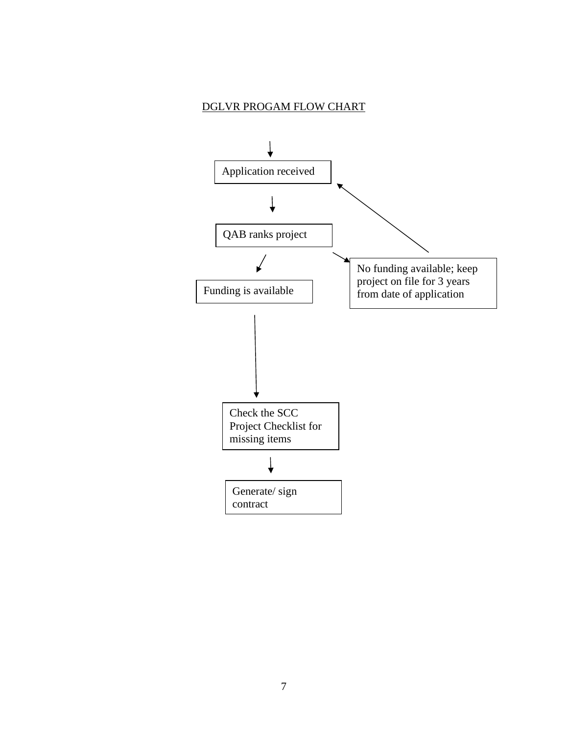DGLVR PROGAM FLOW CHART

Application received

QAB ranks project

Funding is available

No funding available; keep project on file for 3 years from date of application

Check the SCC Project Checklist for missing items

Generate/ sign contract